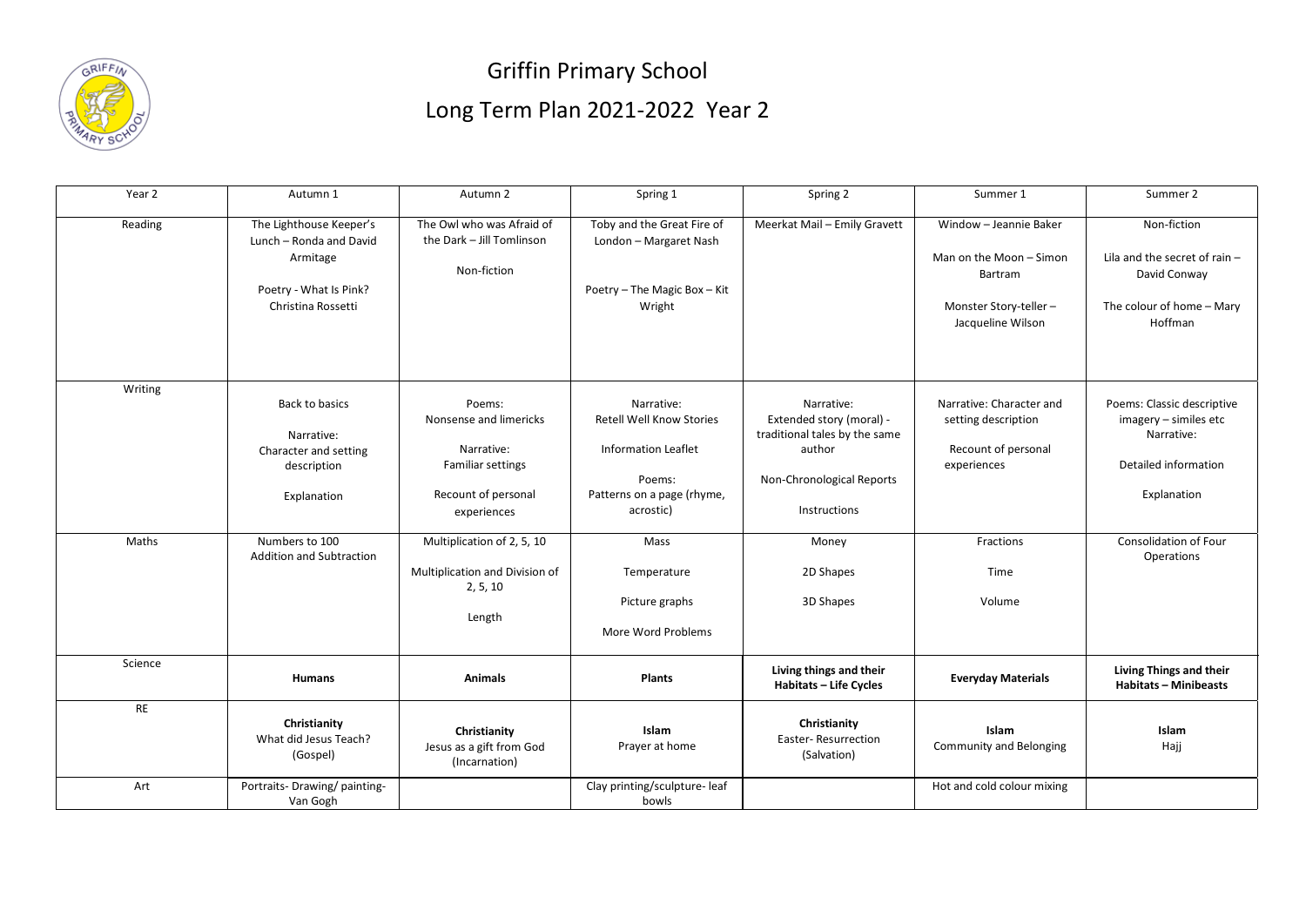# Griffin Primary School

## Long Term Plan 2021-2022 Year 2

| Year 2 | Autumn 1 | Autumn 2 | Spring 1 | Spring 2 | Summer 1 | Summer 2 |
|---|---|---|---|---|---|---|
| Reading | The Lighthouse Keeper's Lunch – Ronda and David Armitage<br><br>Poetry - What Is Pink? Christina Rossetti | The Owl who was Afraid of the Dark – Jill Tomlinson<br><br>Non-fiction | Toby and the Great Fire of London – Margaret Nash<br><br>Poetry – The Magic Box – Kit Wright | Meerkat Mail – Emily Gravett | Window – Jeannie Baker<br><br>Man on the Moon – Simon Bartram<br><br>Monster Story-teller – Jacqueline Wilson | Non-fiction<br><br>Lila and the secret of rain – David Conway<br><br>The colour of home – Mary Hoffman |
| Writing | Back to basics<br><br>Narrative: Character and setting description<br><br>Explanation | Poems: Nonsense and limericks<br><br>Narrative: Familiar settings<br><br>Recount of personal experiences | Narrative: Retell Well Know Stories<br><br>Information Leaflet<br><br>Poems: Patterns on a page (rhyme, acrostic) | Narrative: Extended story (moral) - traditional tales by the same author<br><br>Non-Chronological Reports<br><br>Instructions | Narrative: Character and setting description<br><br>Recount of personal experiences | Poems: Classic descriptive imagery – similes etc<br>Narrative:<br><br>Detailed information<br><br>Explanation |
| Maths | Numbers to 100<br>Addition and Subtraction | Multiplication of 2, 5, 10<br><br>Multiplication and Division of 2, 5, 10<br><br>Length | Mass<br><br>Temperature<br><br>Picture graphs<br><br>More Word Problems | Money<br><br>2D Shapes<br><br>3D Shapes | Fractions<br><br>Time<br><br>Volume | Consolidation of Four Operations |
| Science | **Humans** | **Animals** | **Plants** | **Living things and their Habitats – Life Cycles** | **Everyday Materials** | **Living Things and their Habitats – Minibeasts** |
| RE | **Christianity**<br>What did Jesus Teach? (Gospel) | **Christianity**<br>Jesus as a gift from God (Incarnation) | **Islam**<br>Prayer at home | **Christianity**<br>Easter- Resurrection (Salvation) | **Islam**<br>Community and Belonging | **Islam**<br>Hajj |
| Art | Portraits- Drawing/ painting- Van Gogh | | Clay printing/sculpture- leaf bowls | | Hot and cold colour mixing | |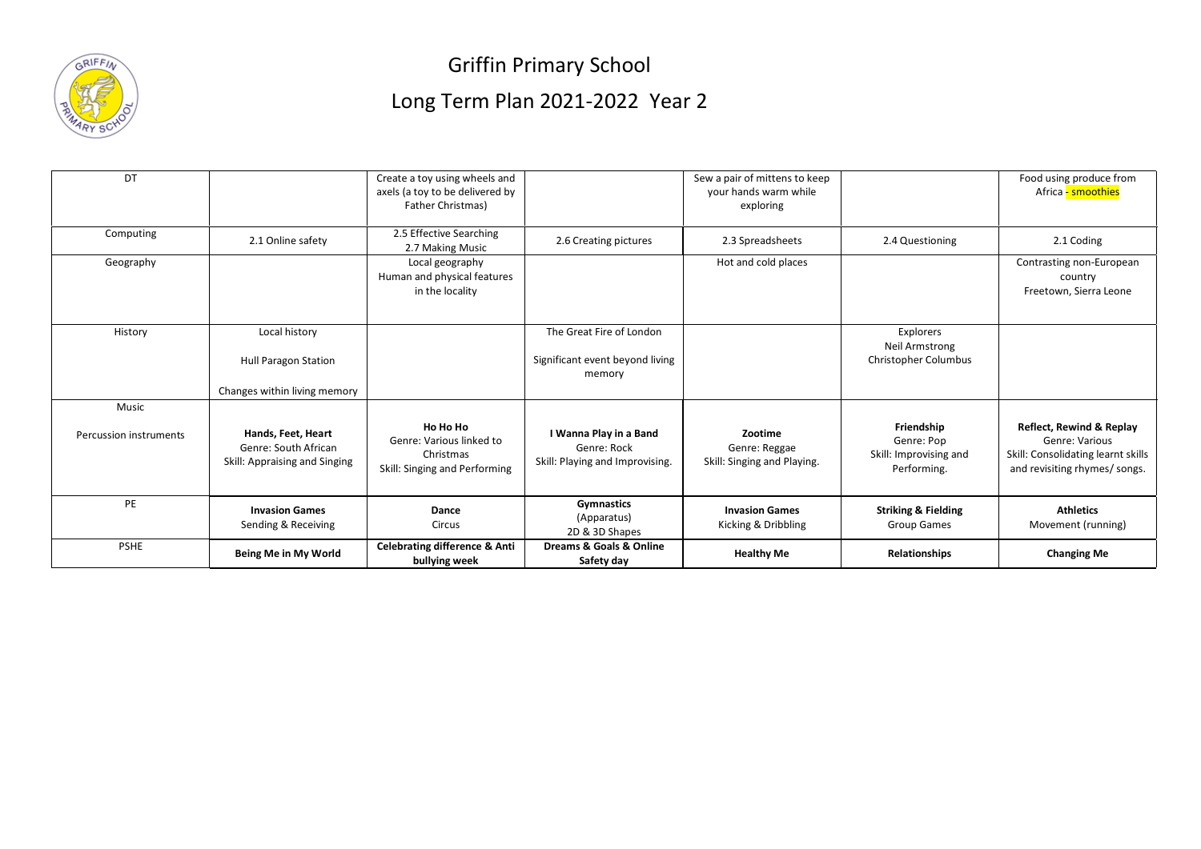# Griffin Primary School

## Long Term Plan 2021-2022 Year 2

| | | | | | | |
|---|---|---|---|---|---|---|
| DT | | Create a toy using wheels and axels (a toy to be delivered by Father Christmas) | | Sew a pair of mittens to keep your hands warm while exploring | | Food using produce from Africa - smoothies |
| Computing | 2.1 Online safety | 2.5 Effective Searching<br>2.7 Making Music | 2.6 Creating pictures | 2.3 Spreadsheets | 2.4 Questioning | 2.1 Coding |
| Geography | | Local geography<br>Human and physical features in the locality | | Hot and cold places | | Contrasting non-European country<br>Freetown, Sierra Leone |
| History | Local history<br><br>Hull Paragon Station<br><br>Changes within living memory | | The Great Fire of London<br><br>Significant event beyond living memory | | Explorers<br>Neil Armstrong<br>Christopher Columbus | |
| Music<br><br>Percussion instruments | **Hands, Feet, Heart**<br>Genre: South African<br>Skill: Appraising and Singing | **Ho Ho Ho**<br>Genre: Various linked to Christmas<br>Skill: Singing and Performing | **I Wanna Play in a Band**<br>Genre: Rock<br>Skill: Playing and Improvising. | **Zootime**<br>Genre: Reggae<br>Skill: Singing and Playing. | **Friendship**<br>Genre: Pop<br>Skill: Improvising and Performing. | **Reflect, Rewind & Replay**<br>Genre: Various<br>Skill: Consolidating learnt skills and revisiting rhymes/ songs. |
| PE | **Invasion Games**<br>Sending & Receiving | **Dance**<br>Circus | **Gymnastics**<br>(Apparatus)<br>2D & 3D Shapes | **Invasion Games**<br>Kicking & Dribbling | **Striking & Fielding**<br>Group Games | **Athletics**<br>Movement (running) |
| PSHE | **Being Me in My World** | **Celebrating difference & Anti bullying week** | **Dreams & Goals & Online Safety day** | **Healthy Me** | **Relationships** | **Changing Me** |